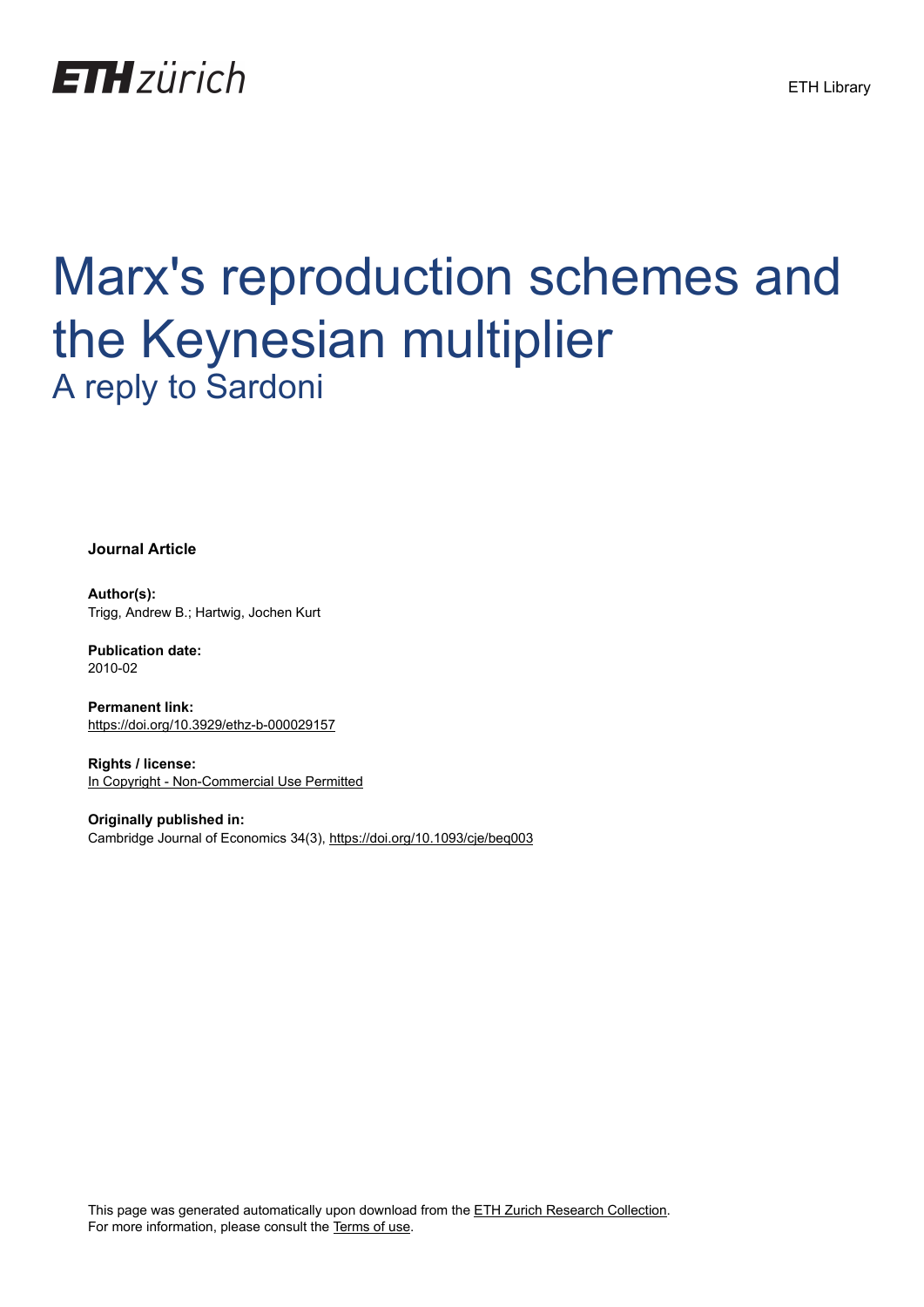ETH zürich

ETH Library

# Marx's reproduction schemes and the Keynesian multiplier

## A reply to Sardoni

**Journal Article**

**Author(s):**
Trigg, Andrew B.; Hartwig, Jochen Kurt

**Publication date:**
2010-02

**Permanent link:**
https://doi.org/10.3929/ethz-b-000029157

**Rights / license:**
In Copyright - Non-Commercial Use Permitted

**Originally published in:**
Cambridge Journal of Economics 34(3), https://doi.org/10.1093/cje/beq003

This page was generated automatically upon download from the ETH Zurich Research Collection.
For more information, please consult the Terms of use.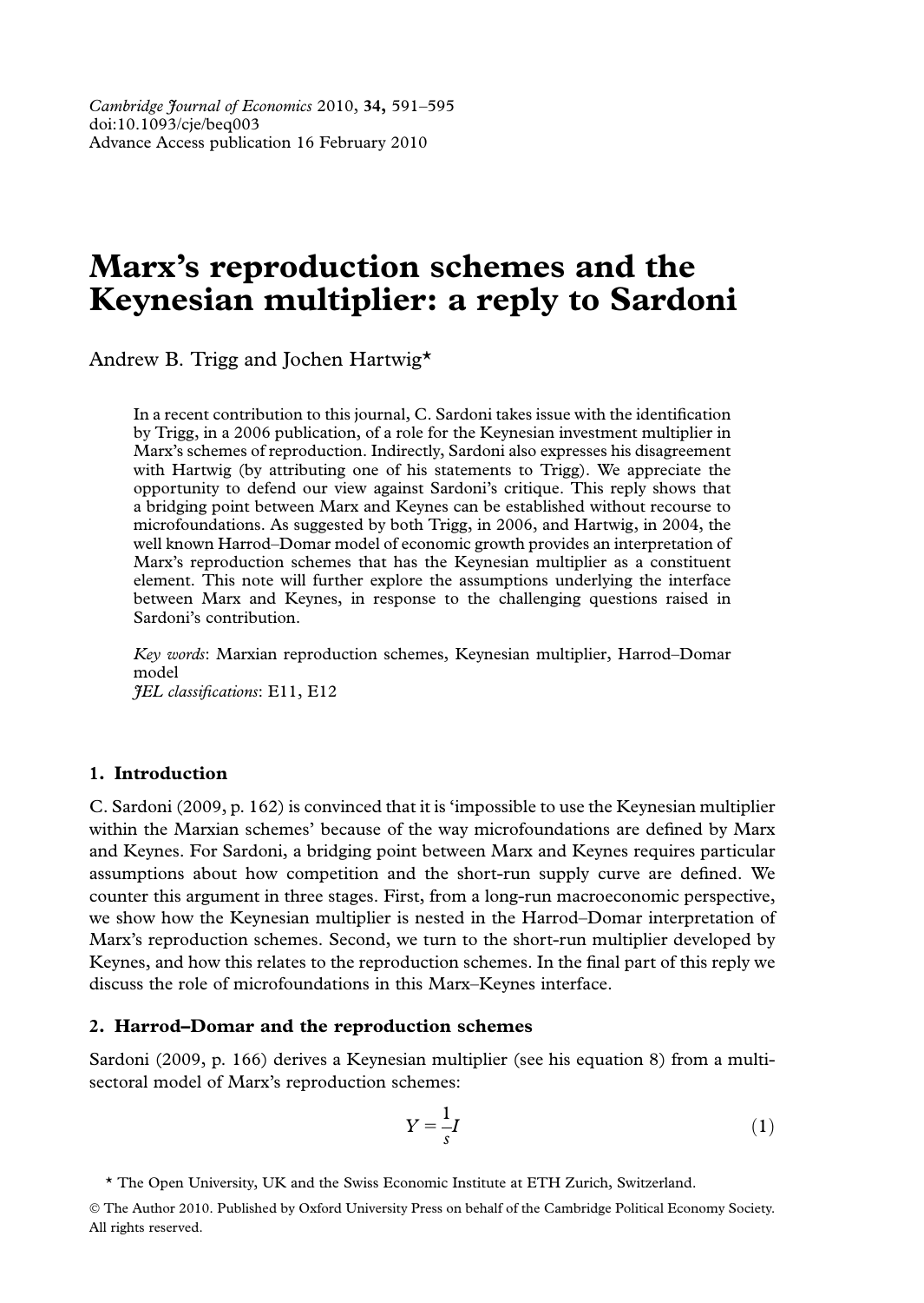# Marx's reproduction schemes and the Keynesian multiplier: a reply to Sardoni

Andrew B. Trigg and Jochen Hartwig*

In a recent contribution to this journal, C. Sardoni takes issue with the identification by Trigg, in a 2006 publication, of a role for the Keynesian investment multiplier in Marx's schemes of reproduction. Indirectly, Sardoni also expresses his disagreement with Hartwig (by attributing one of his statements to Trigg). We appreciate the opportunity to defend our view against Sardoni's critique. This reply shows that a bridging point between Marx and Keynes can be established without recourse to microfoundations. As suggested by both Trigg, in 2006, and Hartwig, in 2004, the well known Harrod–Domar model of economic growth provides an interpretation of Marx's reproduction schemes that has the Keynesian multiplier as a constituent element. This note will further explore the assumptions underlying the interface between Marx and Keynes, in response to the challenging questions raised in Sardoni's contribution.

*Key words*: Marxian reproduction schemes, Keynesian multiplier, Harrod–Domar model

*JEL classifications*: E11, E12

## 1. Introduction

C. Sardoni (2009, p. 162) is convinced that it is 'impossible to use the Keynesian multiplier within the Marxian schemes' because of the way microfoundations are defined by Marx and Keynes. For Sardoni, a bridging point between Marx and Keynes requires particular assumptions about how competition and the short-run supply curve are defined. We counter this argument in three stages. First, from a long-run macroeconomic perspective, we show how the Keynesian multiplier is nested in the Harrod–Domar interpretation of Marx's reproduction schemes. Second, we turn to the short-run multiplier developed by Keynes, and how this relates to the reproduction schemes. In the final part of this reply we discuss the role of microfoundations in this Marx–Keynes interface.

## 2. Harrod–Domar and the reproduction schemes

Sardoni (2009, p. 166) derives a Keynesian multiplier (see his equation 8) from a multi-sectoral model of Marx's reproduction schemes:

$$Y = \frac{1}{s}I \tag{1}$$

* The Open University, UK and the Swiss Economic Institute at ETH Zurich, Switzerland.

© The Author 2010. Published by Oxford University Press on behalf of the Cambridge Political Economy Society. All rights reserved.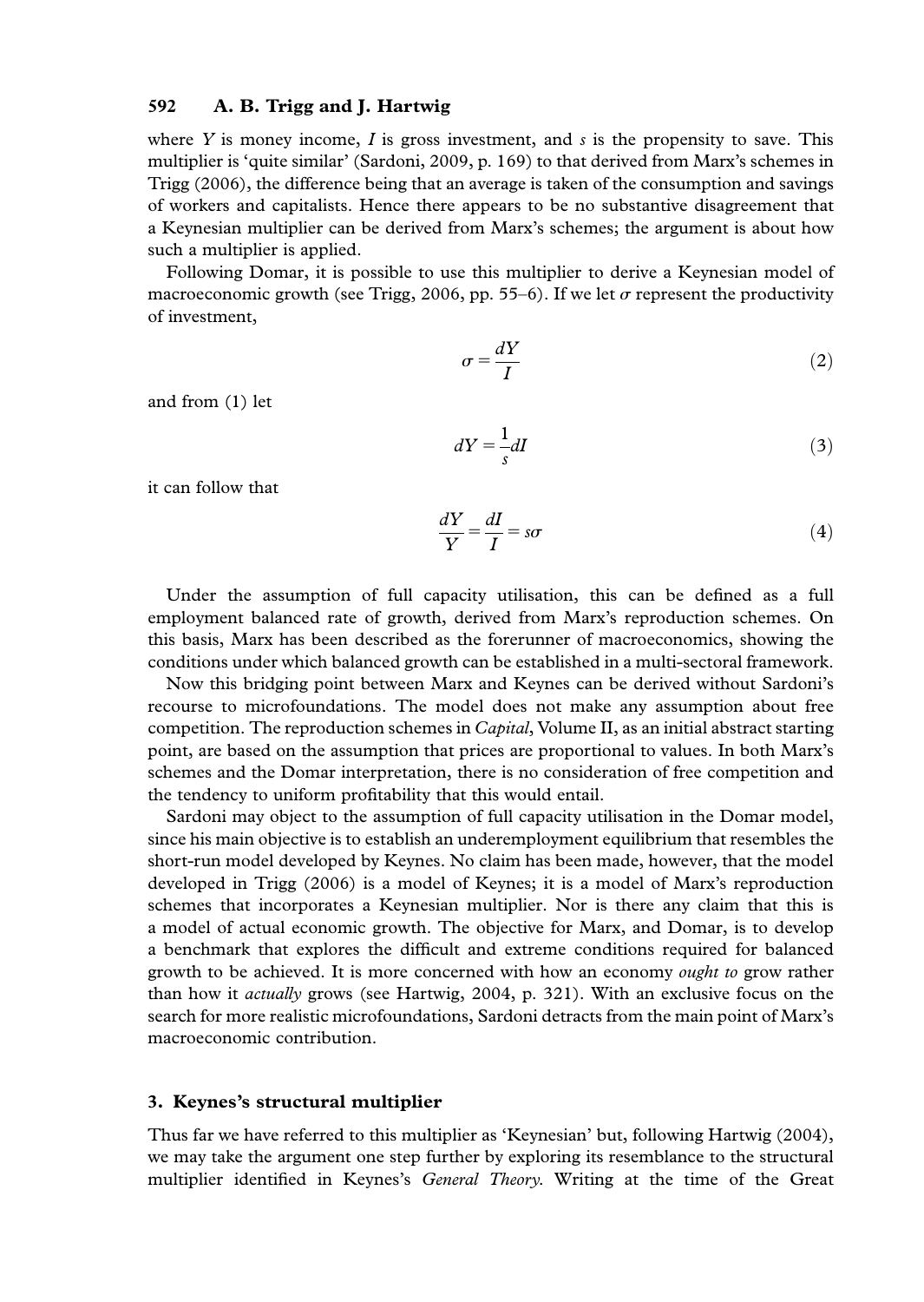where $Y$ is money income, $I$ is gross investment, and $s$ is the propensity to save. This multiplier is 'quite similar' (Sardoni, 2009, p. 169) to that derived from Marx's schemes in Trigg (2006), the difference being that an average is taken of the consumption and savings of workers and capitalists. Hence there appears to be no substantive disagreement that a Keynesian multiplier can be derived from Marx's schemes; the argument is about how such a multiplier is applied.

Following Domar, it is possible to use this multiplier to derive a Keynesian model of macroeconomic growth (see Trigg, 2006, pp. 55–6). If we let $\sigma$ represent the productivity of investment,

$$\sigma = \frac{dY}{I} \tag{2}$$

and from (1) let

$$dY = \frac{1}{s}dI \tag{3}$$

it can follow that

$$\frac{dY}{Y} = \frac{dI}{I} = s\sigma \tag{4}$$

Under the assumption of full capacity utilisation, this can be defined as a full employment balanced rate of growth, derived from Marx's reproduction schemes. On this basis, Marx has been described as the forerunner of macroeconomics, showing the conditions under which balanced growth can be established in a multi-sectoral framework.

Now this bridging point between Marx and Keynes can be derived without Sardoni's recourse to microfoundations. The model does not make any assumption about free competition. The reproduction schemes in *Capital*, Volume II, as an initial abstract starting point, are based on the assumption that prices are proportional to values. In both Marx's schemes and the Domar interpretation, there is no consideration of free competition and the tendency to uniform profitability that this would entail.

Sardoni may object to the assumption of full capacity utilisation in the Domar model, since his main objective is to establish an underemployment equilibrium that resembles the short-run model developed by Keynes. No claim has been made, however, that the model developed in Trigg (2006) is a model of Keynes; it is a model of Marx's reproduction schemes that incorporates a Keynesian multiplier. Nor is there any claim that this is a model of actual economic growth. The objective for Marx, and Domar, is to develop a benchmark that explores the difficult and extreme conditions required for balanced growth to be achieved. It is more concerned with how an economy *ought to* grow rather than how it *actually* grows (see Hartwig, 2004, p. 321). With an exclusive focus on the search for more realistic microfoundations, Sardoni detracts from the main point of Marx's macroeconomic contribution.

## 3. Keynes's structural multiplier

Thus far we have referred to this multiplier as 'Keynesian' but, following Hartwig (2004), we may take the argument one step further by exploring its resemblance to the structural multiplier identified in Keynes's *General Theory*. Writing at the time of the Great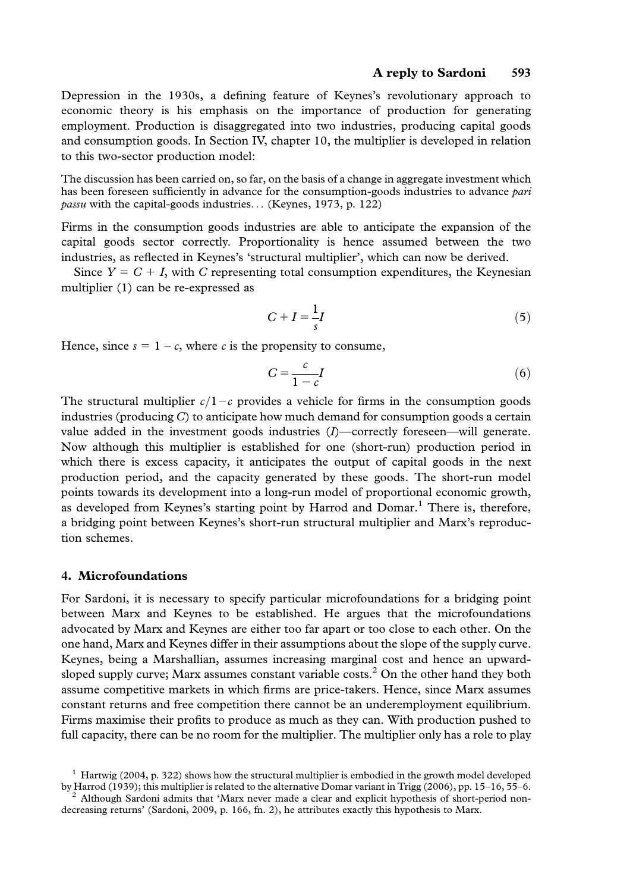Depression in the 1930s, a defining feature of Keynes's revolutionary approach to economic theory is his emphasis on the importance of production for generating employment. Production is disaggregated into two industries, producing capital goods and consumption goods. In Section IV, chapter 10, the multiplier is developed in relation to this two-sector production model:

> The discussion has been carried on, so far, on the basis of a change in aggregate investment which has been foreseen sufficiently in advance for the consumption-goods industries to advance *pari passu* with the capital-goods industries... (Keynes, 1973, p. 122)

Firms in the consumption goods industries are able to anticipate the expansion of the capital goods sector correctly. Proportionality is hence assumed between the two industries, as reflected in Keynes's 'structural multiplier', which can now be derived.

Since $Y = C + I$, with $C$ representing total consumption expenditures, the Keynesian multiplier (1) can be re-expressed as

$$C + I = \frac{1}{s}I \tag{5}$$

Hence, since $s = 1 - c$, where $c$ is the propensity to consume,

$$C = \frac{c}{1-c}I \tag{6}$$

The structural multiplier $c/1-c$ provides a vehicle for firms in the consumption goods industries (producing $C$) to anticipate how much demand for consumption goods a certain value added in the investment goods industries ($I$)—correctly foreseen—will generate. Now although this multiplier is established for one (short-run) production period in which there is excess capacity, it anticipates the output of capital goods in the next production period, and the capacity generated by these goods. The short-run model points towards its development into a long-run model of proportional economic growth, as developed from Keynes's starting point by Harrod and Domar.[1] There is, therefore, a bridging point between Keynes's short-run structural multiplier and Marx's reproduction schemes.

## 4. Microfoundations

For Sardoni, it is necessary to specify particular microfoundations for a bridging point between Marx and Keynes to be established. He argues that the microfoundations advocated by Marx and Keynes are either too far apart or too close to each other. On the one hand, Marx and Keynes differ in their assumptions about the slope of the supply curve. Keynes, being a Marshallian, assumes increasing marginal cost and hence an upward-sloped supply curve; Marx assumes constant variable costs.[2] On the other hand they both assume competitive markets in which firms are price-takers. Hence, since Marx assumes constant returns and free competition there cannot be an underemployment equilibrium. Firms maximise their profits to produce as much as they can. With production pushed to full capacity, there can be no room for the multiplier. The multiplier only has a role to play

[1] Hartwig (2004, p. 322) shows how the structural multiplier is embodied in the growth model developed by Harrod (1939); this multiplier is related to the alternative Domar variant in Trigg (2006), pp. 15–16, 55–6.

[2] Although Sardoni admits that 'Marx never made a clear and explicit hypothesis of short-period non-decreasing returns' (Sardoni, 2009, p. 166, fn. 2), he attributes exactly this hypothesis to Marx.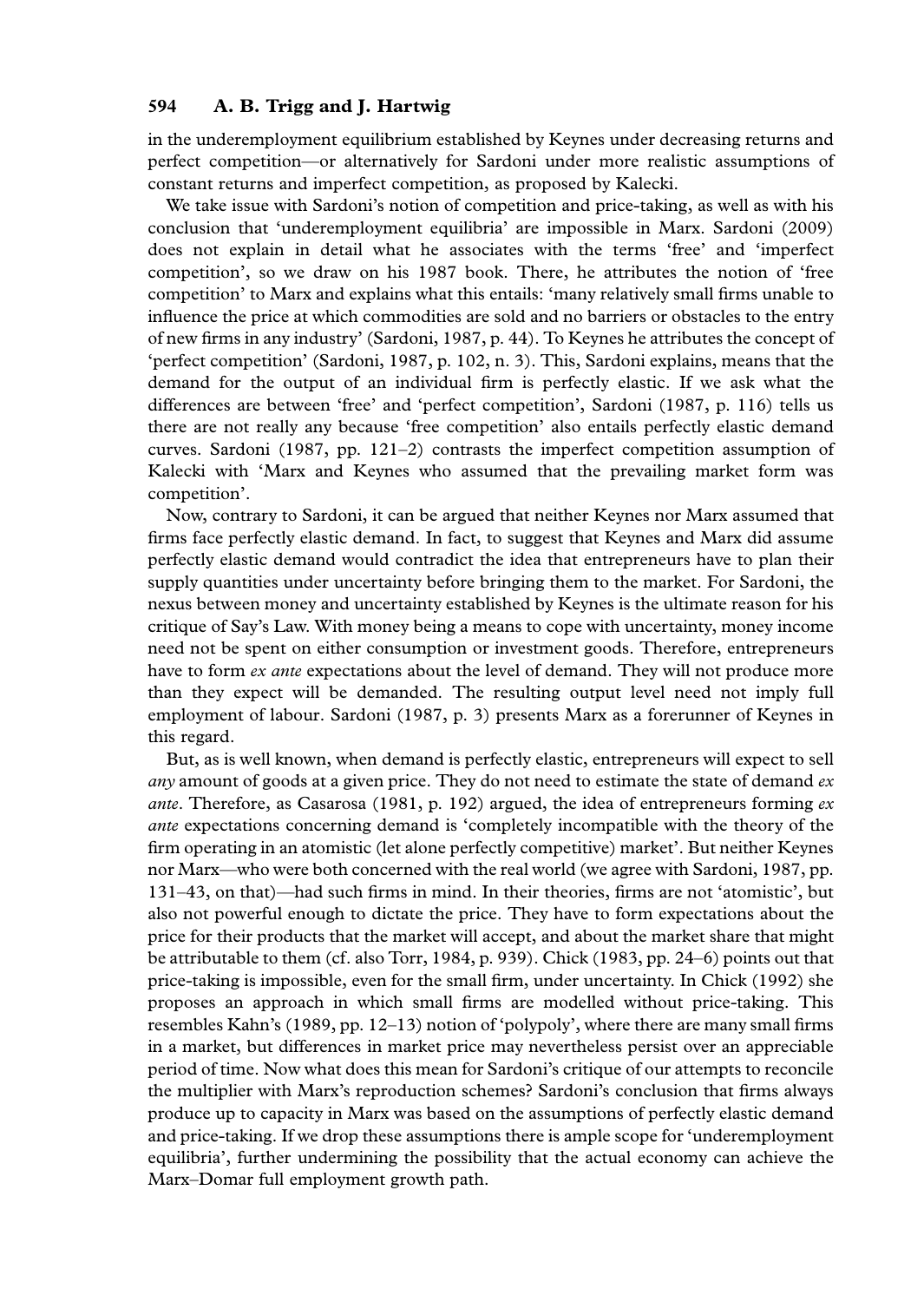in the underemployment equilibrium established by Keynes under decreasing returns and perfect competition—or alternatively for Sardoni under more realistic assumptions of constant returns and imperfect competition, as proposed by Kalecki.

We take issue with Sardoni's notion of competition and price-taking, as well as with his conclusion that 'underemployment equilibria' are impossible in Marx. Sardoni (2009) does not explain in detail what he associates with the terms 'free' and 'imperfect competition', so we draw on his 1987 book. There, he attributes the notion of 'free competition' to Marx and explains what this entails: 'many relatively small firms unable to influence the price at which commodities are sold and no barriers or obstacles to the entry of new firms in any industry' (Sardoni, 1987, p. 44). To Keynes he attributes the concept of 'perfect competition' (Sardoni, 1987, p. 102, n. 3). This, Sardoni explains, means that the demand for the output of an individual firm is perfectly elastic. If we ask what the differences are between 'free' and 'perfect competition', Sardoni (1987, p. 116) tells us there are not really any because 'free competition' also entails perfectly elastic demand curves. Sardoni (1987, pp. 121–2) contrasts the imperfect competition assumption of Kalecki with 'Marx and Keynes who assumed that the prevailing market form was competition'.

Now, contrary to Sardoni, it can be argued that neither Keynes nor Marx assumed that firms face perfectly elastic demand. In fact, to suggest that Keynes and Marx did assume perfectly elastic demand would contradict the idea that entrepreneurs have to plan their supply quantities under uncertainty before bringing them to the market. For Sardoni, the nexus between money and uncertainty established by Keynes is the ultimate reason for his critique of Say's Law. With money being a means to cope with uncertainty, money income need not be spent on either consumption or investment goods. Therefore, entrepreneurs have to form *ex ante* expectations about the level of demand. They will not produce more than they expect will be demanded. The resulting output level need not imply full employment of labour. Sardoni (1987, p. 3) presents Marx as a forerunner of Keynes in this regard.

But, as is well known, when demand is perfectly elastic, entrepreneurs will expect to sell *any* amount of goods at a given price. They do not need to estimate the state of demand *ex ante*. Therefore, as Casarosa (1981, p. 192) argued, the idea of entrepreneurs forming *ex ante* expectations concerning demand is 'completely incompatible with the theory of the firm operating in an atomistic (let alone perfectly competitive) market'. But neither Keynes nor Marx—who were both concerned with the real world (we agree with Sardoni, 1987, pp. 131–43, on that)—had such firms in mind. In their theories, firms are not 'atomistic', but also not powerful enough to dictate the price. They have to form expectations about the price for their products that the market will accept, and about the market share that might be attributable to them (cf. also Torr, 1984, p. 939). Chick (1983, pp. 24–6) points out that price-taking is impossible, even for the small firm, under uncertainty. In Chick (1992) she proposes an approach in which small firms are modelled without price-taking. This resembles Kahn's (1989, pp. 12–13) notion of 'polypoly', where there are many small firms in a market, but differences in market price may nevertheless persist over an appreciable period of time. Now what does this mean for Sardoni's critique of our attempts to reconcile the multiplier with Marx's reproduction schemes? Sardoni's conclusion that firms always produce up to capacity in Marx was based on the assumptions of perfectly elastic demand and price-taking. If we drop these assumptions there is ample scope for 'underemployment equilibria', further undermining the possibility that the actual economy can achieve the Marx–Domar full employment growth path.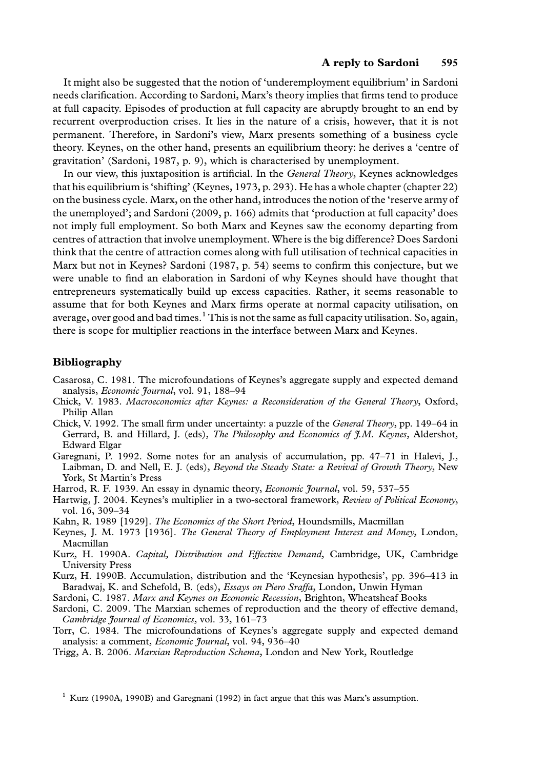It might also be suggested that the notion of 'underemployment equilibrium' in Sardoni needs clarification. According to Sardoni, Marx's theory implies that firms tend to produce at full capacity. Episodes of production at full capacity are abruptly brought to an end by recurrent overproduction crises. It lies in the nature of a crisis, however, that it is not permanent. Therefore, in Sardoni's view, Marx presents something of a business cycle theory. Keynes, on the other hand, presents an equilibrium theory: he derives a 'centre of gravitation' (Sardoni, 1987, p. 9), which is characterised by unemployment.

In our view, this juxtaposition is artificial. In the *General Theory*, Keynes acknowledges that his equilibrium is 'shifting' (Keynes, 1973, p. 293). He has a whole chapter (chapter 22) on the business cycle. Marx, on the other hand, introduces the notion of the 'reserve army of the unemployed'; and Sardoni (2009, p. 166) admits that 'production at full capacity' does not imply full employment. So both Marx and Keynes saw the economy departing from centres of attraction that involve unemployment. Where is the big difference? Does Sardoni think that the centre of attraction comes along with full utilisation of technical capacities in Marx but not in Keynes? Sardoni (1987, p. 54) seems to confirm this conjecture, but we were unable to find an elaboration in Sardoni of why Keynes should have thought that entrepreneurs systematically build up excess capacities. Rather, it seems reasonable to assume that for both Keynes and Marx firms operate at normal capacity utilisation, on average, over good and bad times.[1] This is not the same as full capacity utilisation. So, again, there is scope for multiplier reactions in the interface between Marx and Keynes.

## Bibliography

Casarosa, C. 1981. The microfoundations of Keynes's aggregate supply and expected demand analysis, *Economic Journal*, vol. 91, 188–94

Chick, V. 1983. *Macroeconomics after Keynes: a Reconsideration of the General Theory*, Oxford, Philip Allan

Chick, V. 1992. The small firm under uncertainty: a puzzle of the *General Theory*, pp. 149–64 in Gerrard, B. and Hillard, J. (eds), *The Philosophy and Economics of J.M. Keynes*, Aldershot, Edward Elgar

Garegnani, P. 1992. Some notes for an analysis of accumulation, pp. 47–71 in Halevi, J., Laibman, D. and Nell, E. J. (eds), *Beyond the Steady State: a Revival of Growth Theory*, New York, St Martin's Press

Harrod, R. F. 1939. An essay in dynamic theory, *Economic Journal*, vol. 59, 537–55

Hartwig, J. 2004. Keynes's multiplier in a two-sectoral framework, *Review of Political Economy*, vol. 16, 309–34

Kahn, R. 1989 [1929]. *The Economics of the Short Period*, Houndsmills, Macmillan

Keynes, J. M. 1973 [1936]. *The General Theory of Employment Interest and Money*, London, Macmillan

Kurz, H. 1990A. *Capital, Distribution and Effective Demand*, Cambridge, UK, Cambridge University Press

Kurz, H. 1990B. Accumulation, distribution and the 'Keynesian hypothesis', pp. 396–413 in Baradwaj, K. and Schefold, B. (eds), *Essays on Piero Sraffa*, London, Unwin Hyman

Sardoni, C. 1987. *Marx and Keynes on Economic Recession*, Brighton, Wheatsheaf Books

Sardoni, C. 2009. The Marxian schemes of reproduction and the theory of effective demand, *Cambridge Journal of Economics*, vol. 33, 161–73

Torr, C. 1984. The microfoundations of Keynes's aggregate supply and expected demand analysis: a comment, *Economic Journal*, vol. 94, 936–40

Trigg, A. B. 2006. *Marxian Reproduction Schema*, London and New York, Routledge

[1] Kurz (1990A, 1990B) and Garegnani (1992) in fact argue that this was Marx's assumption.